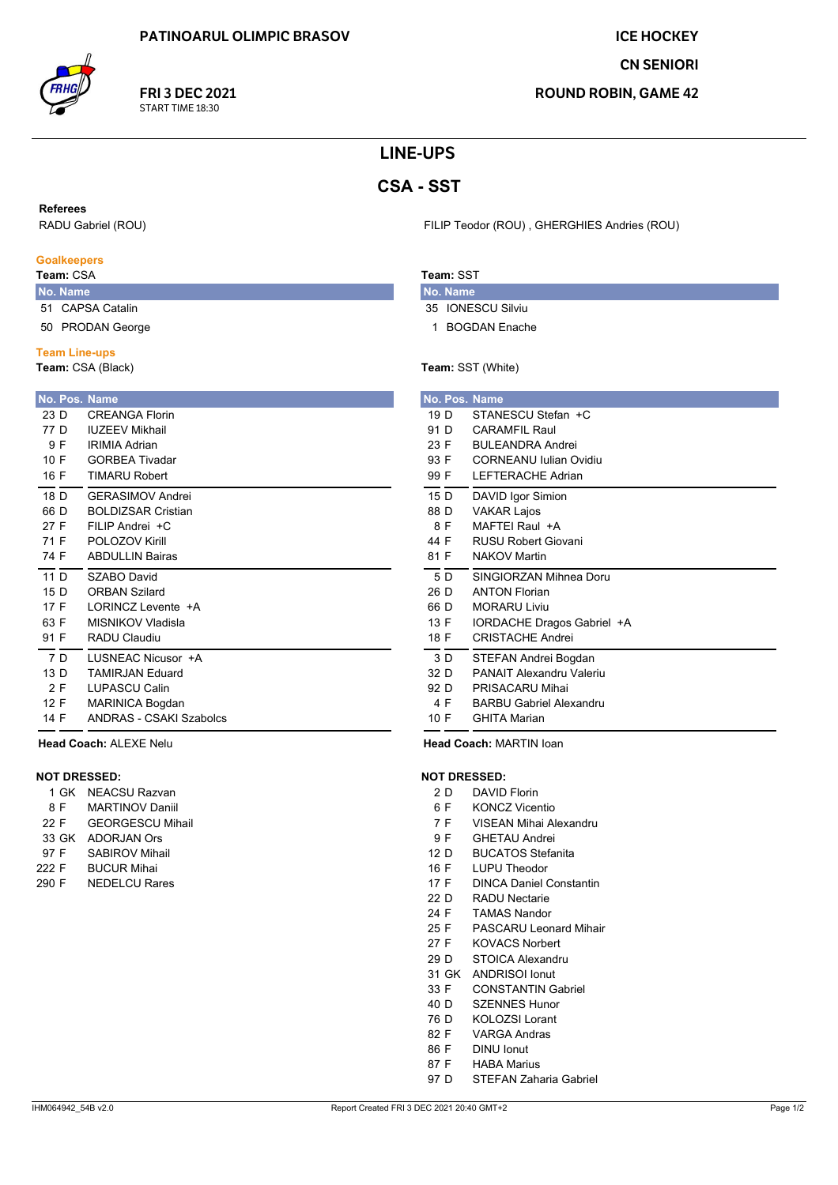PATINOARUL OLIMPIC BRASOV

**FRI 3 DEC 2021**
START TIME 18:30

ICE HOCKEY
CN SENIORI
ROUND ROBIN, GAME 42

# LINE-UPS

## CSA - SST

**Referees**

RADU Gabriel (ROU)

FILIP Teodor (ROU) , GHERGHIES Andries (ROU)

### Goalkeepers

**Team:** CSA

| No. | Name |
|---|---|
| 51 | CAPSA Catalin |
| 50 | PRODAN George |

**Team:** SST

| No. | Name |
|---|---|
| 35 | IONESCU Silviu |
| 1 | BOGDAN Enache |

### Team Line-ups

**Team:** CSA (Black)

| No. | Pos. | Name |
|---|---|---|
| 23 | D | CREANGA Florin |
| 77 | D | IUZEEV Mikhail |
| 9 | F | IRIMIA Adrian |
| 10 | F | GORBEA Tivadar |
| 16 | F | TIMARU Robert |
| 18 | D | GERASIMOV Andrei |
| 66 | D | BOLDIZSAR Cristian |
| 27 | F | FILIP Andrei +C |
| 71 | F | POLOZOV Kirill |
| 74 | F | ABDULLIN Bairas |
| 11 | D | SZABO David |
| 15 | D | ORBAN Szilard |
| 17 | F | LORINCZ Levente +A |
| 63 | F | MISNIKOV Vladisla |
| 91 | F | RADU Claudiu |
| 7 | D | LUSNEAC Nicusor +A |
| 13 | D | TAMIRJAN Eduard |
| 2 | F | LUPASCU Calin |
| 12 | F | MARINICA Bogdan |
| 14 | F | ANDRAS - CSAKI Szabolcs |

**Head Coach:** ALEXE Nelu

**Team:** SST (White)

| No. | Pos. | Name |
|---|---|---|
| 19 | D | STANESCU Stefan +C |
| 91 | D | CARAMFIL Raul |
| 23 | F | BULEANDRA Andrei |
| 93 | F | CORNEANU Iulian Ovidiu |
| 99 | F | LEFTERACHE Adrian |
| 15 | D | DAVID Igor Simion |
| 88 | D | VAKAR Lajos |
| 8 | F | MAFTEI Raul +A |
| 44 | F | RUSU Robert Giovani |
| 81 | F | NAKOV Martin |
| 5 | D | SINGIORZAN Mihnea Doru |
| 26 | D | ANTON Florian |
| 66 | D | MORARU Liviu |
| 13 | F | IORDACHE Dragos Gabriel +A |
| 18 | F | CRISTACHE Andrei |
| 3 | D | STEFAN Andrei Bogdan |
| 32 | D | PANAIT Alexandru Valeriu |
| 92 | D | PRISACARU Mihai |
| 4 | F | BARBU Gabriel Alexandru |
| 10 | F | GHITA Marian |

**Head Coach:** MARTIN Ioan

### NOT DRESSED:

**CSA**

| No. | Pos. | Name |
|---|---|---|
| 1 | GK | NEACSU Razvan |
| 8 | F | MARTINOV Daniil |
| 22 | F | GEORGESCU Mihail |
| 33 | GK | ADORJAN Ors |
| 97 | F | SABIROV Mihail |
| 222 | F | BUCUR Mihai |
| 290 | F | NEDELCU Rares |

**SST**

| No. | Pos. | Name |
|---|---|---|
| 2 | D | DAVID Florin |
| 6 | F | KONCZ Vicentio |
| 7 | F | VISEAN Mihai Alexandru |
| 9 | F | GHETAU Andrei |
| 12 | D | BUCATOS Stefanita |
| 16 | F | LUPU Theodor |
| 17 | F | DINCA Daniel Constantin |
| 22 | D | RADU Nectarie |
| 24 | F | TAMAS Nandor |
| 25 | F | PASCARU Leonard Mihair |
| 27 | F | KOVACS Norbert |
| 29 | D | STOICA Alexandru |
| 31 | GK | ANDRISOI Ionut |
| 33 | F | CONSTANTIN Gabriel |
| 40 | D | SZENNES Hunor |
| 76 | D | KOLOZSI Lorant |
| 82 | F | VARGA Andras |
| 86 | F | DINU Ionut |
| 87 | F | HABA Marius |
| 97 | D | STEFAN Zaharia Gabriel |

IHM064942_54B v2.0 — Report Created FRI 3 DEC 2021 20:40 GMT+2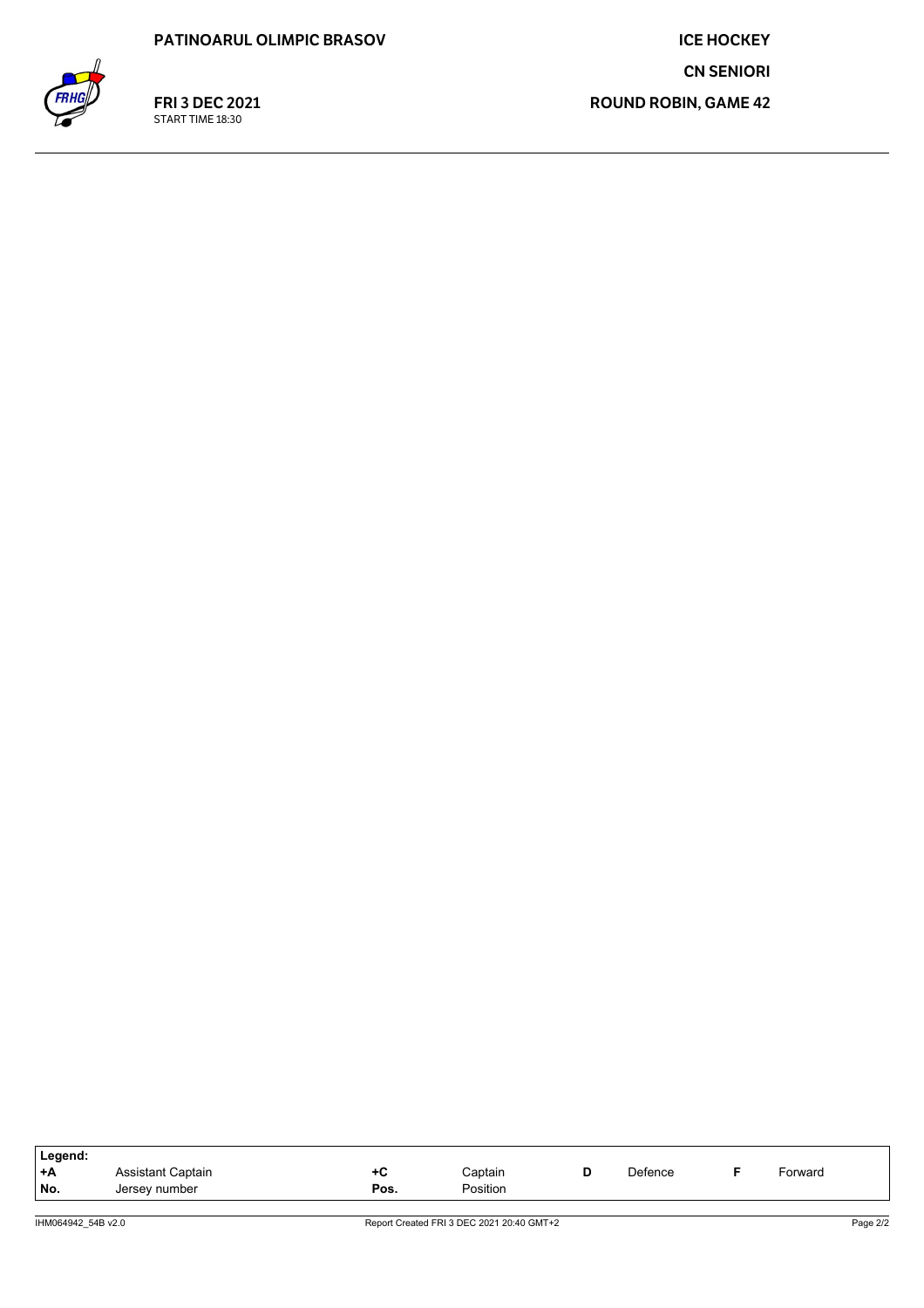PATINOARUL OLIMPIC BRASOV

ICE HOCKEY

CN SENIORI

FRI 3 DEC 2021
START TIME 18:30

ROUND ROBIN, GAME 42

| Legend: | | | | | | | |
|---|---|---|---|---|---|---|---|
| +A | Assistant Captain | +C | Captain | D | Defence | F | Forward |
| No. | Jersey number | Pos. | Position | | | | |

IHM064942_54B v2.0

Report Created FRI 3 DEC 2021 20:40 GMT+2